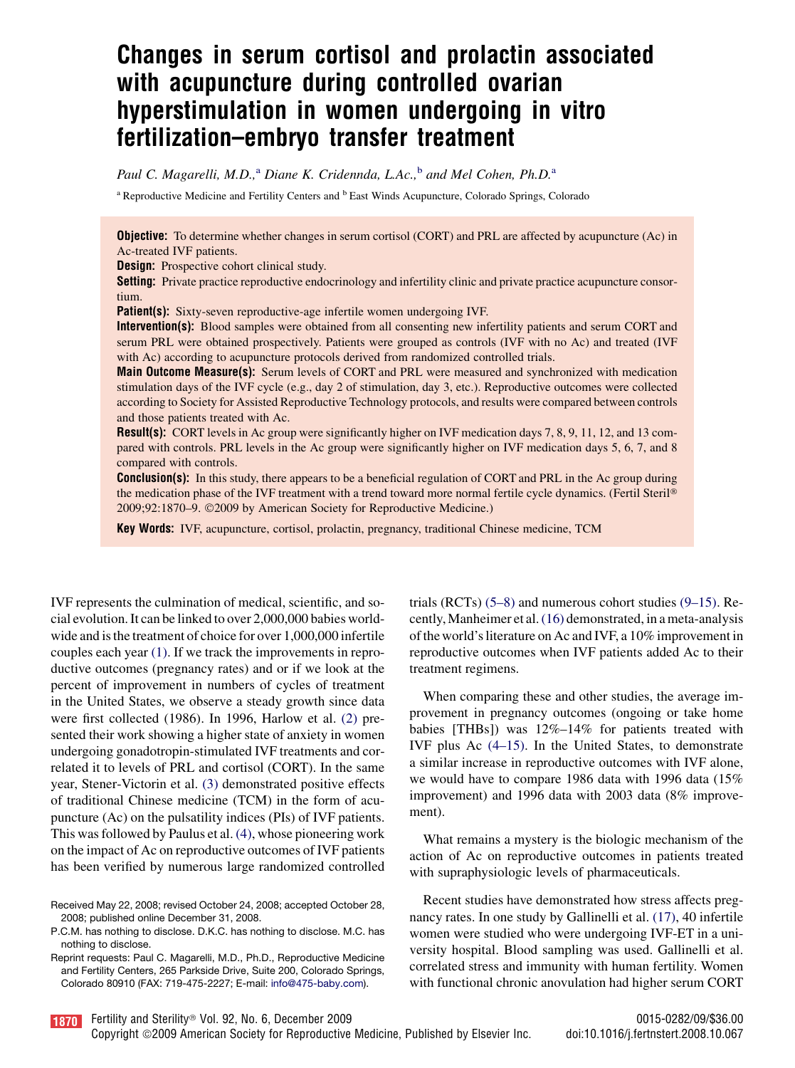# Changes in serum cortisol and prolactin associated with acupuncture during controlled ovarian hyperstimulation in women undergoing in vitro fertilization–embryo transfer treatment

*Paul C. Magarelli, M.D.,*[a] *Diane K. Cridennda, L.Ac.,*[b] *and Mel Cohen, Ph.D.*[a]

[a] Reproductive Medicine and Fertility Centers and [b] East Winds Acupuncture, Colorado Springs, Colorado

**Objective:** To determine whether changes in serum cortisol (CORT) and PRL are affected by acupuncture (Ac) in Ac-treated IVF patients.

**Design:** Prospective cohort clinical study.

**Setting:** Private practice reproductive endocrinology and infertility clinic and private practice acupuncture consortium.

**Patient(s):** Sixty-seven reproductive-age infertile women undergoing IVF.

**Intervention(s):** Blood samples were obtained from all consenting new infertility patients and serum CORT and serum PRL were obtained prospectively. Patients were grouped as controls (IVF with no Ac) and treated (IVF with Ac) according to acupuncture protocols derived from randomized controlled trials.

**Main Outcome Measure(s):** Serum levels of CORT and PRL were measured and synchronized with medication stimulation days of the IVF cycle (e.g., day 2 of stimulation, day 3, etc.). Reproductive outcomes were collected according to Society for Assisted Reproductive Technology protocols, and results were compared between controls and those patients treated with Ac.

**Result(s):** CORT levels in Ac group were significantly higher on IVF medication days 7, 8, 9, 11, 12, and 13 compared with controls. PRL levels in the Ac group were significantly higher on IVF medication days 5, 6, 7, and 8 compared with controls.

**Conclusion(s):** In this study, there appears to be a beneficial regulation of CORT and PRL in the Ac group during the medication phase of the IVF treatment with a trend toward more normal fertile cycle dynamics. (Fertil Steril® 2009;92:1870–9. ©2009 by American Society for Reproductive Medicine.)

**Key Words:** IVF, acupuncture, cortisol, prolactin, pregnancy, traditional Chinese medicine, TCM

IVF represents the culmination of medical, scientific, and social evolution. It can be linked to over 2,000,000 babies worldwide and is the treatment of choice for over 1,000,000 infertile couples each year (1). If we track the improvements in reproductive outcomes (pregnancy rates) and or if we look at the percent of improvement in numbers of cycles of treatment in the United States, we observe a steady growth since data were first collected (1986). In 1996, Harlow et al. (2) presented their work showing a higher state of anxiety in women undergoing gonadotropin-stimulated IVF treatments and correlated it to levels of PRL and cortisol (CORT). In the same year, Stener-Victorin et al. (3) demonstrated positive effects of traditional Chinese medicine (TCM) in the form of acupuncture (Ac) on the pulsatility indices (PIs) of IVF patients. This was followed by Paulus et al. (4), whose pioneering work on the impact of Ac on reproductive outcomes of IVF patients has been verified by numerous large randomized controlled trials (RCTs) (5–8) and numerous cohort studies (9–15). Recently, Manheimer et al. (16) demonstrated, in a meta-analysis of the world's literature on Ac and IVF, a 10% improvement in reproductive outcomes when IVF patients added Ac to their treatment regimens.

When comparing these and other studies, the average improvement in pregnancy outcomes (ongoing or take home babies [THBs]) was 12%–14% for patients treated with IVF plus Ac (4–15). In the United States, to demonstrate a similar increase in reproductive outcomes with IVF alone, we would have to compare 1986 data with 1996 data (15% improvement) and 1996 data with 2003 data (8% improvement).

What remains a mystery is the biologic mechanism of the action of Ac on reproductive outcomes in patients treated with supraphysiologic levels of pharmaceuticals.

Recent studies have demonstrated how stress affects pregnancy rates. In one study by Gallinelli et al. (17), 40 infertile women were studied who were undergoing IVF-ET in a university hospital. Blood sampling was used. Gallinelli et al. correlated stress and immunity with human fertility. Women with functional chronic anovulation had higher serum CORT

Received May 22, 2008; revised October 24, 2008; accepted October 28, 2008; published online December 31, 2008.

P.C.M. has nothing to disclose. D.K.C. has nothing to disclose. M.C. has nothing to disclose.

Reprint requests: Paul C. Magarelli, M.D., Ph.D., Reproductive Medicine and Fertility Centers, 265 Parkside Drive, Suite 200, Colorado Springs, Colorado 80910 (FAX: 719-475-2227; E-mail: info@475-baby.com).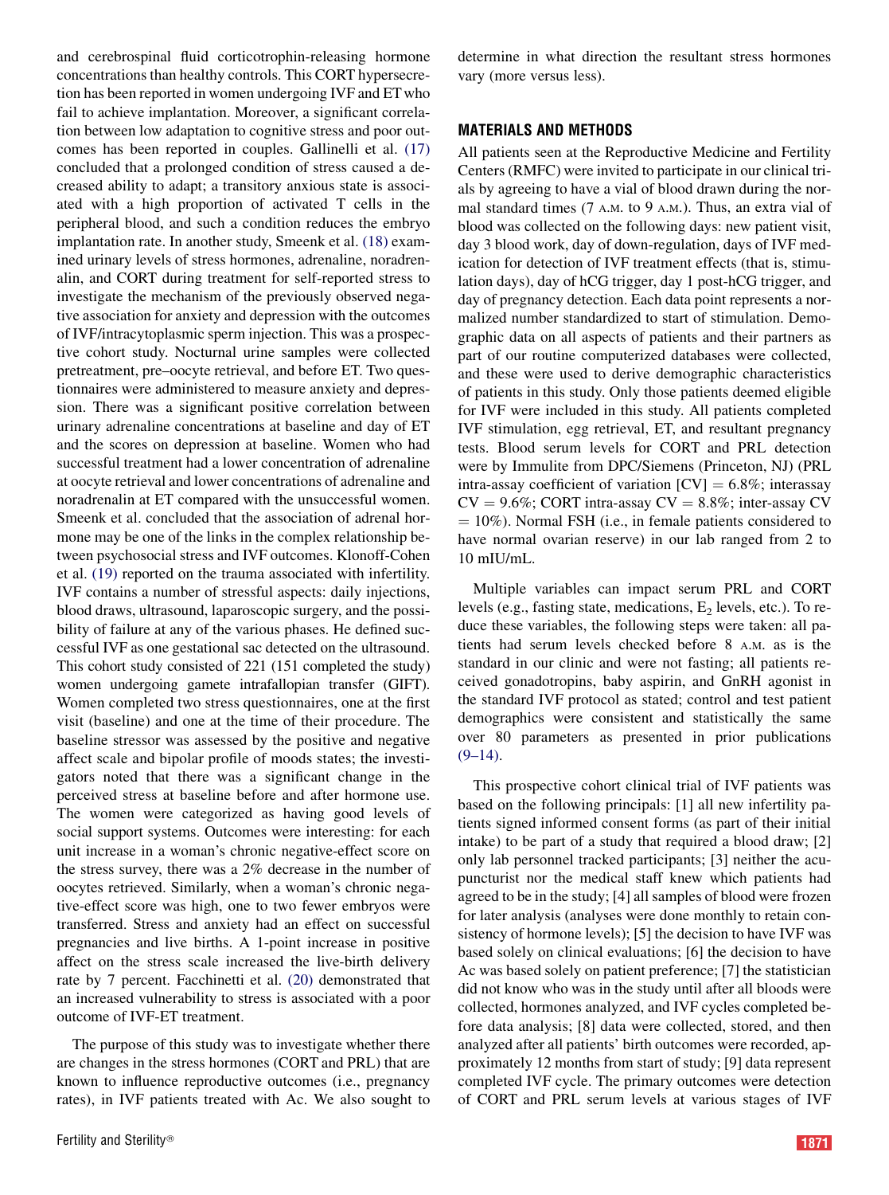and cerebrospinal fluid corticotrophin-releasing hormone concentrations than healthy controls. This CORT hypersecretion has been reported in women undergoing IVF and ET who fail to achieve implantation. Moreover, a significant correlation between low adaptation to cognitive stress and poor outcomes has been reported in couples. Gallinelli et al. (17) concluded that a prolonged condition of stress caused a decreased ability to adapt; a transitory anxious state is associated with a high proportion of activated T cells in the peripheral blood, and such a condition reduces the embryo implantation rate. In another study, Smeenk et al. (18) examined urinary levels of stress hormones, adrenaline, noradrenalin, and CORT during treatment for self-reported stress to investigate the mechanism of the previously observed negative association for anxiety and depression with the outcomes of IVF/intracytoplasmic sperm injection. This was a prospective cohort study. Nocturnal urine samples were collected pretreatment, pre–oocyte retrieval, and before ET. Two questionnaires were administered to measure anxiety and depression. There was a significant positive correlation between urinary adrenaline concentrations at baseline and day of ET and the scores on depression at baseline. Women who had successful treatment had a lower concentration of adrenaline at oocyte retrieval and lower concentrations of adrenaline and noradrenalin at ET compared with the unsuccessful women. Smeenk et al. concluded that the association of adrenal hormone may be one of the links in the complex relationship between psychosocial stress and IVF outcomes. Klonoff-Cohen et al. (19) reported on the trauma associated with infertility. IVF contains a number of stressful aspects: daily injections, blood draws, ultrasound, laparoscopic surgery, and the possibility of failure at any of the various phases. He defined successful IVF as one gestational sac detected on the ultrasound. This cohort study consisted of 221 (151 completed the study) women undergoing gamete intrafallopian transfer (GIFT). Women completed two stress questionnaires, one at the first visit (baseline) and one at the time of their procedure. The baseline stressor was assessed by the positive and negative affect scale and bipolar profile of moods states; the investigators noted that there was a significant change in the perceived stress at baseline before and after hormone use. The women were categorized as having good levels of social support systems. Outcomes were interesting: for each unit increase in a woman's chronic negative-effect score on the stress survey, there was a 2% decrease in the number of oocytes retrieved. Similarly, when a woman's chronic negative-effect score was high, one to two fewer embryos were transferred. Stress and anxiety had an effect on successful pregnancies and live births. A 1-point increase in positive affect on the stress scale increased the live-birth delivery rate by 7 percent. Facchinetti et al. (20) demonstrated that an increased vulnerability to stress is associated with a poor outcome of IVF-ET treatment.

The purpose of this study was to investigate whether there are changes in the stress hormones (CORT and PRL) that are known to influence reproductive outcomes (i.e., pregnancy rates), in IVF patients treated with Ac. We also sought to determine in what direction the resultant stress hormones vary (more versus less).

## MATERIALS AND METHODS

All patients seen at the Reproductive Medicine and Fertility Centers (RMFC) were invited to participate in our clinical trials by agreeing to have a vial of blood drawn during the normal standard times (7 A.M. to 9 A.M.). Thus, an extra vial of blood was collected on the following days: new patient visit, day 3 blood work, day of down-regulation, days of IVF medication for detection of IVF treatment effects (that is, stimulation days), day of hCG trigger, day 1 post-hCG trigger, and day of pregnancy detection. Each data point represents a normalized number standardized to start of stimulation. Demographic data on all aspects of patients and their partners as part of our routine computerized databases were collected, and these were used to derive demographic characteristics of patients in this study. Only those patients deemed eligible for IVF were included in this study. All patients completed IVF stimulation, egg retrieval, ET, and resultant pregnancy tests. Blood serum levels for CORT and PRL detection were by Immulite from DPC/Siemens (Princeton, NJ) (PRL intra-assay coefficient of variation [CV] = 6.8%; interassay CV = 9.6%; CORT intra-assay CV = 8.8%; inter-assay CV = 10%). Normal FSH (i.e., in female patients considered to have normal ovarian reserve) in our lab ranged from 2 to 10 mIU/mL.

Multiple variables can impact serum PRL and CORT levels (e.g., fasting state, medications, $E_2$ levels, etc.). To reduce these variables, the following steps were taken: all patients had serum levels checked before 8 A.M. as is the standard in our clinic and were not fasting; all patients received gonadotropins, baby aspirin, and GnRH agonist in the standard IVF protocol as stated; control and test patient demographics were consistent and statistically the same over 80 parameters as presented in prior publications (9–14).

This prospective cohort clinical trial of IVF patients was based on the following principals: [1] all new infertility patients signed informed consent forms (as part of their initial intake) to be part of a study that required a blood draw; [2] only lab personnel tracked participants; [3] neither the acupuncturist nor the medical staff knew which patients had agreed to be in the study; [4] all samples of blood were frozen for later analysis (analyses were done monthly to retain consistency of hormone levels); [5] the decision to have IVF was based solely on clinical evaluations; [6] the decision to have Ac was based solely on patient preference; [7] the statistician did not know who was in the study until after all bloods were collected, hormones analyzed, and IVF cycles completed before data analysis; [8] data were collected, stored, and then analyzed after all patients' birth outcomes were recorded, approximately 12 months from start of study; [9] data represent completed IVF cycle. The primary outcomes were detection of CORT and PRL serum levels at various stages of IVF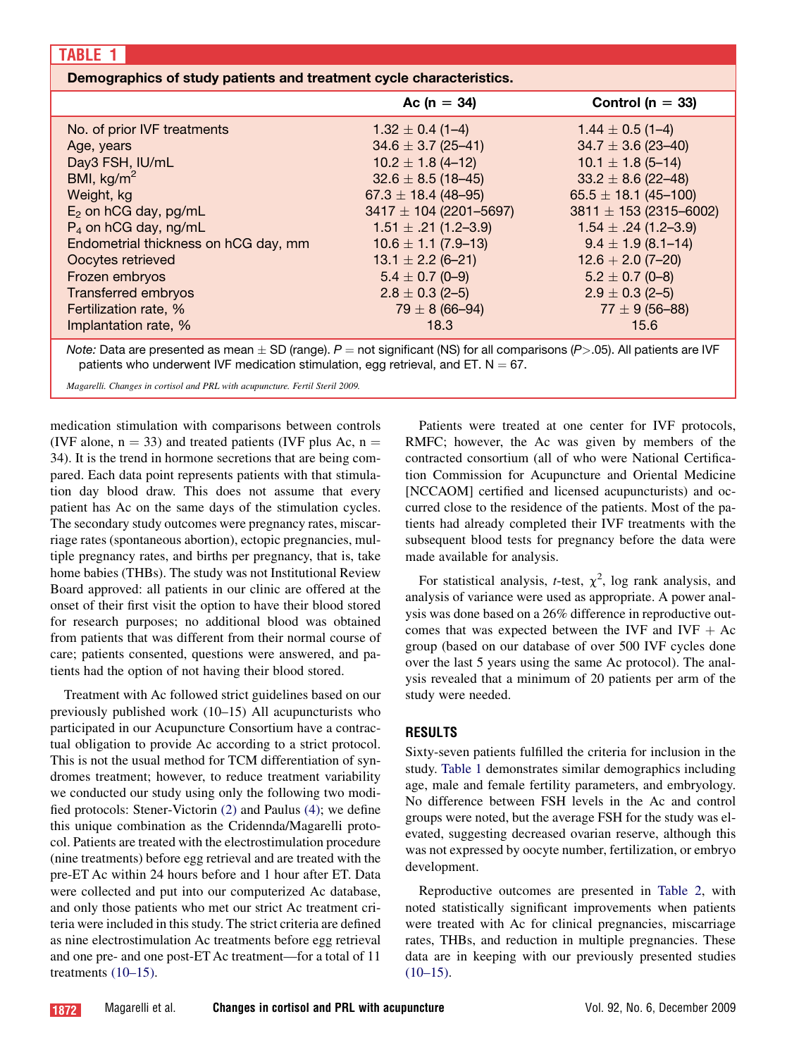**TABLE 1**

**Demographics of study patients and treatment cycle characteristics.**

| | Ac (n = 34) | Control (n = 33) |
|---|---|---|
| No. of prior IVF treatments | 1.32 ± 0.4 (1–4) | 1.44 ± 0.5 (1–4) |
| Age, years | 34.6 ± 3.7 (25–41) | 34.7 ± 3.6 (23–40) |
| Day3 FSH, IU/mL | 10.2 ± 1.8 (4–12) | 10.1 ± 1.8 (5–14) |
| BMI, kg/m$^2$ | 32.6 ± 8.5 (18–45) | 33.2 ± 8.6 (22–48) |
| Weight, kg | 67.3 ± 18.4 (48–95) | 65.5 ± 18.1 (45–100) |
| $E_2$ on hCG day, pg/mL | 3417 ± 104 (2201–5697) | 3811 ± 153 (2315–6002) |
| $P_4$ on hCG day, ng/mL | 1.51 ± .21 (1.2–3.9) | 1.54 ± .24 (1.2–3.9) |
| Endometrial thickness on hCG day, mm | 10.6 ± 1.1 (7.9–13) | 9.4 ± 1.9 (8.1–14) |
| Oocytes retrieved | 13.1 ± 2.2 (6–21) | 12.6 + 2.0 (7–20) |
| Frozen embryos | 5.4 ± 0.7 (0–9) | 5.2 ± 0.7 (0–8) |
| Transferred embryos | 2.8 ± 0.3 (2–5) | 2.9 ± 0.3 (2–5) |
| Fertilization rate, % | 79 ± 8 (66–94) | 77 ± 9 (56–88) |
| Implantation rate, % | 18.3 | 15.6 |

*Note:* Data are presented as mean ± SD (range). *P* = not significant (NS) for all comparisons ($P>.05$). All patients are IVF patients who underwent IVF medication stimulation, egg retrieval, and ET. N = 67.

*Magarelli. Changes in cortisol and PRL with acupuncture. Fertil Steril 2009.*

medication stimulation with comparisons between controls (IVF alone, n = 33) and treated patients (IVF plus Ac, n = 34). It is the trend in hormone secretions that are being compared. Each data point represents patients with that stimulation day blood draw. This does not assume that every patient has Ac on the same days of the stimulation cycles. The secondary study outcomes were pregnancy rates, miscarriage rates (spontaneous abortion), ectopic pregnancies, multiple pregnancy rates, and births per pregnancy, that is, take home babies (THBs). The study was not Institutional Review Board approved: all patients in our clinic are offered at the onset of their first visit the option to have their blood stored for research purposes; no additional blood was obtained from patients that was different from their normal course of care; patients consented, questions were answered, and patients had the option of not having their blood stored.

Treatment with Ac followed strict guidelines based on our previously published work (10–15) All acupuncturists who participated in our Acupuncture Consortium have a contractual obligation to provide Ac according to a strict protocol. This is not the usual method for TCM differentiation of syndromes treatment; however, to reduce treatment variability we conducted our study using only the following two modified protocols: Stener-Victorin (2) and Paulus (4); we define this unique combination as the Cridennda/Magarelli protocol. Patients are treated with the electrostimulation procedure (nine treatments) before egg retrieval and are treated with the pre-ET Ac within 24 hours before and 1 hour after ET. Data were collected and put into our computerized Ac database, and only those patients who met our strict Ac treatment criteria were included in this study. The strict criteria are defined as nine electrostimulation Ac treatments before egg retrieval and one pre- and one post-ET Ac treatment—for a total of 11 treatments (10–15).

Patients were treated at one center for IVF protocols, RMFC; however, the Ac was given by members of the contracted consortium (all of whom were National Certification Commission for Acupuncture and Oriental Medicine [NCCAOM] certified and licensed acupuncturists) and occurred close to the residence of the patients. Most of the patients had already completed their IVF treatments with the subsequent blood tests for pregnancy before the data were made available for analysis.

For statistical analysis, *t*-test, $\chi^2$, log rank analysis, and analysis of variance were used as appropriate. A power analysis was done based on a 26% difference in reproductive outcomes that was expected between the IVF and IVF + Ac group (based on our database of over 500 IVF cycles done over the last 5 years using the same Ac protocol). The analysis revealed that a minimum of 20 patients per arm of the study were needed.

## RESULTS

Sixty-seven patients fulfilled the criteria for inclusion in the study. Table 1 demonstrates similar demographics including age, male and female fertility parameters, and embryology. No difference between FSH levels in the Ac and control groups were noted, but the average FSH for the study was elevated, suggesting decreased ovarian reserve, although this was not expressed by oocyte number, fertilization, or embryo development.

Reproductive outcomes are presented in Table 2, with noted statistically significant improvements when patients were treated with Ac for clinical pregnancies, miscarriage rates, THBs, and reduction in multiple pregnancies. These data are in keeping with our previously presented studies (10–15).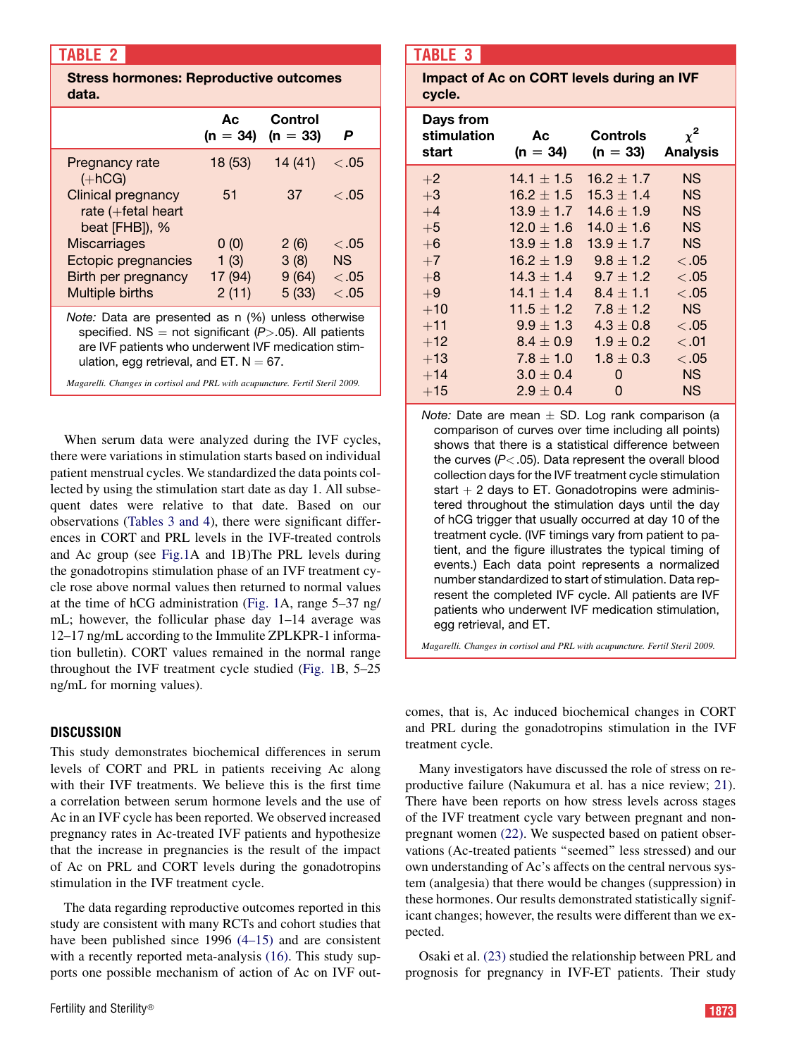**TABLE 2**

**Stress hormones: Reproductive outcomes data.**

| | Ac (n = 34) | Control (n = 33) | P |
|---|---|---|---|
| Pregnancy rate (+hCG) | 18 (53) | 14 (41) | <.05 |
| Clinical pregnancy rate (+fetal heart beat [FHB]), % | 51 | 37 | <.05 |
| Miscarriages | 0 (0) | 2 (6) | <.05 |
| Ectopic pregnancies | 1 (3) | 3 (8) | NS |
| Birth per pregnancy | 17 (94) | 9 (64) | <.05 |
| Multiple births | 2 (11) | 5 (33) | <.05 |

*Note:* Data are presented as n (%) unless otherwise specified. NS = not significant (P>.05). All patients are IVF patients who underwent IVF medication stimulation, egg retrieval, and ET. N = 67.

*Magarelli. Changes in cortisol and PRL with acupuncture. Fertil Steril 2009.*

When serum data were analyzed during the IVF cycles, there were variations in stimulation starts based on individual patient menstrual cycles. We standardized the data points collected by using the stimulation start date as day 1. All subsequent dates were relative to that date. Based on our observations (Tables 3 and 4), there were significant differences in CORT and PRL levels in the IVF-treated controls and Ac group (see Fig.1A and 1B)The PRL levels during the gonadotropins stimulation phase of an IVF treatment cycle rose above normal values then returned to normal values at the time of hCG administration (Fig. 1A, range 5–37 ng/mL; however, the follicular phase day 1–14 average was 12–17 ng/mL according to the Immulite ZPLKPR-1 information bulletin). CORT values remained in the normal range throughout the IVF treatment cycle studied (Fig. 1B, 5–25 ng/mL for morning values).

**TABLE 3**

**Impact of Ac on CORT levels during an IVF cycle.**

| Days from stimulation start | Ac (n = 34) | Controls (n = 33) | $\chi^2$ Analysis |
|---|---|---|---|
| +2 | 14.1 ± 1.5 | 16.2 ± 1.7 | NS |
| +3 | 16.2 ± 1.5 | 15.3 ± 1.4 | NS |
| +4 | 13.9 ± 1.7 | 14.6 ± 1.9 | NS |
| +5 | 12.0 ± 1.6 | 14.0 ± 1.6 | NS |
| +6 | 13.9 ± 1.8 | 13.9 ± 1.7 | NS |
| +7 | 16.2 ± 1.9 | 9.8 ± 1.2 | <.05 |
| +8 | 14.3 ± 1.4 | 9.7 ± 1.2 | <.05 |
| +9 | 14.1 ± 1.4 | 8.4 ± 1.1 | <.05 |
| +10 | 11.5 ± 1.2 | 7.8 ± 1.2 | NS |
| +11 | 9.9 ± 1.3 | 4.3 ± 0.8 | <.05 |
| +12 | 8.4 ± 0.9 | 1.9 ± 0.2 | <.01 |
| +13 | 7.8 ± 1.0 | 1.8 ± 0.3 | <.05 |
| +14 | 3.0 ± 0.4 | 0 | NS |
| +15 | 2.9 ± 0.4 | 0 | NS |

*Note:* Date are mean ± SD. Log rank comparison (a comparison of curves over time including all points) shows that there is a statistical difference between the curves (P<.05). Data represent the overall blood collection days for the IVF treatment cycle stimulation start + 2 days to ET. Gonadotropins were administered throughout the stimulation days until the day of hCG trigger that usually occurred at day 10 of the treatment cycle. (IVF timings vary from patient to patient, and the figure illustrates the typical timing of events.) Each data point represents a normalized number standardized to start of stimulation. Data represent the completed IVF cycle. All patients are IVF patients who underwent IVF medication stimulation, egg retrieval, and ET.

*Magarelli. Changes in cortisol and PRL with acupuncture. Fertil Steril 2009.*

## DISCUSSION

This study demonstrates biochemical differences in serum levels of CORT and PRL in patients receiving Ac along with their IVF treatments. We believe this is the first time a correlation between serum hormone levels and the use of Ac in an IVF cycle has been reported. We observed increased pregnancy rates in Ac-treated IVF patients and hypothesize that the increase in pregnancies is the result of the impact of Ac on PRL and CORT levels during the gonadotropins stimulation in the IVF treatment cycle.

The data regarding reproductive outcomes reported in this study are consistent with many RCTs and cohort studies that have been published since 1996 (4–15) and are consistent with a recently reported meta-analysis (16). This study supports one possible mechanism of action of Ac on IVF outcomes, that is, Ac induced biochemical changes in CORT and PRL during the gonadotropins stimulation in the IVF treatment cycle.

Many investigators have discussed the role of stress on reproductive failure (Nakumura et al. has a nice review; 21). There have been reports on how stress levels across stages of the IVF treatment cycle vary between pregnant and nonpregnant women (22). We suspected based on patient observations (Ac-treated patients "seemed" less stressed) and our own understanding of Ac's affects on the central nervous system (analgesia) that there would be changes (suppression) in these hormones. Our results demonstrated statistically significant changes; however, the results were different than we expected.

Osaki et al. (23) studied the relationship between PRL and prognosis for pregnancy in IVF-ET patients. Their study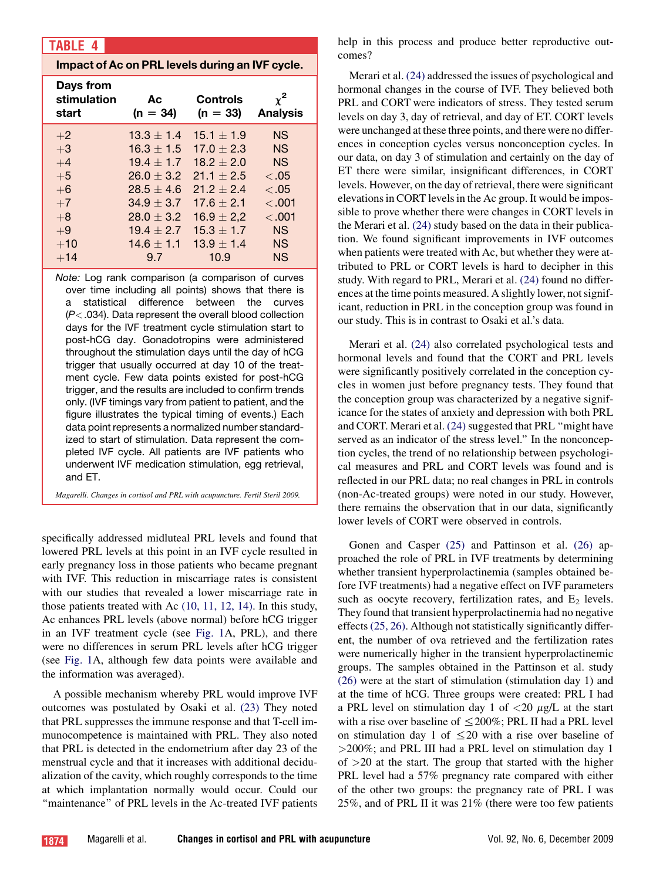**TABLE 4**

**Impact of Ac on PRL levels during an IVF cycle.**

| Days from stimulation start | Ac (n = 34) | Controls (n = 33) | $\chi^2$ Analysis |
|---|---|---|---|
| +2 | 13.3 ± 1.4 | 15.1 ± 1.9 | NS |
| +3 | 16.3 ± 1.5 | 17.0 ± 2.3 | NS |
| +4 | 19.4 ± 1.7 | 18.2 ± 2.0 | NS |
| +5 | 26.0 ± 3.2 | 21.1 ± 2.5 | <.05 |
| +6 | 28.5 ± 4.6 | 21.2 ± 2.4 | <.05 |
| +7 | 34.9 ± 3.7 | 17.6 ± 2.1 | <.001 |
| +8 | 28.0 ± 3.2 | 16.9 ± 2,2 | <.001 |
| +9 | 19.4 ± 2.7 | 15.3 ± 1.7 | NS |
| +10 | 14.6 ± 1.1 | 13.9 ± 1.4 | NS |
| +14 | 9.7 | 10.9 | NS |

*Note:* Log rank comparison (a comparison of curves over time including all points) shows that there is a statistical difference between the curves ($P<.034$). Data represent the overall blood collection days for the IVF treatment cycle stimulation start to post-hCG day. Gonadotropins were administered throughout the stimulation days until the day of hCG trigger that usually occurred at day 10 of the treatment cycle. Few data points existed for post-hCG trigger, and the results are included to confirm trends only. (IVF timings vary from patient to patient, and the figure illustrates the typical timing of events.) Each data point represents a normalized number standardized to start of stimulation. Data represent the completed IVF cycle. All patients are IVF patients who underwent IVF medication stimulation, egg retrieval, and ET.

*Magarelli. Changes in cortisol and PRL with acupuncture. Fertil Steril 2009.*

specifically addressed midluteal PRL levels and found that lowered PRL levels at this point in an IVF cycle resulted in early pregnancy loss in those patients who became pregnant with IVF. This reduction in miscarriage rates is consistent with our studies that revealed a lower miscarriage rate in those patients treated with Ac (10, 11, 12, 14). In this study, Ac enhances PRL levels (above normal) before hCG trigger in an IVF treatment cycle (see Fig. 1A, PRL), and there were no differences in serum PRL levels after hCG trigger (see Fig. 1A, although few data points were available and the information was averaged).

A possible mechanism whereby PRL would improve IVF outcomes was postulated by Osaki et al. (23) They noted that PRL suppresses the immune response and that T-cell immunocompetence is maintained with PRL. They also noted that PRL is detected in the endometrium after day 23 of the menstrual cycle and that it increases with additional decidualization of the cavity, which roughly corresponds to the time at which implantation normally would occur. Could our "maintenance" of PRL levels in the Ac-treated IVF patients help in this process and produce better reproductive outcomes?

Merari et al. (24) addressed the issues of psychological and hormonal changes in the course of IVF. They believed both PRL and CORT were indicators of stress. They tested serum levels on day 3, day of retrieval, and day of ET. CORT levels were unchanged at these three points, and there were no differences in conception cycles versus nonconception cycles. In our data, on day 3 of stimulation and certainly on the day of ET there were similar, insignificant differences, in CORT levels. However, on the day of retrieval, there were significant elevations in CORT levels in the Ac group. It would be impossible to prove whether there were changes in CORT levels in the Merari et al. (24) study based on the data in their publication. We found significant improvements in IVF outcomes when patients were treated with Ac, but whether they were attributed to PRL or CORT levels is hard to decipher in this study. With regard to PRL, Merari et al. (24) found no differences at the time points measured. A slightly lower, not significant, reduction in PRL in the conception group was found in our study. This is in contrast to Osaki et al.'s data.

Merari et al. (24) also correlated psychological tests and hormonal levels and found that the CORT and PRL levels were significantly positively correlated in the conception cycles in women just before pregnancy tests. They found that the conception group was characterized by a negative significance for the states of anxiety and depression with both PRL and CORT. Merari et al. (24) suggested that PRL "might have served as an indicator of the stress level." In the nonconception cycles, the trend of no relationship between psychological measures and PRL and CORT levels was found and is reflected in our PRL data; no real changes in PRL in controls (non-Ac-treated groups) were noted in our study. However, there remains the observation that in our data, significantly lower levels of CORT were observed in controls.

Gonen and Casper (25) and Pattinson et al. (26) approached the role of PRL in IVF treatments by determining whether transient hyperprolactinemia (samples obtained before IVF treatments) had a negative effect on IVF parameters such as oocyte recovery, fertilization rates, and $E_2$ levels. They found that transient hyperprolactinemia had no negative effects (25, 26). Although not statistically significantly different, the number of ova retrieved and the fertilization rates were numerically higher in the transient hyperprolactinemic groups. The samples obtained in the Pattinson et al. study (26) were at the start of stimulation (stimulation day 1) and at the time of hCG. Three groups were created: PRL I had a PRL level on stimulation day 1 of <20 $\mu$g/L at the start with a rise over baseline of ≤200%; PRL II had a PRL level on stimulation day 1 of ≤20 with a rise over baseline of >200%; and PRL III had a PRL level on stimulation day 1 of >20 at the start. The group that started with the higher PRL level had a 57% pregnancy rate compared with either of the other two groups: the pregnancy rate of PRL I was 25%, and of PRL II it was 21% (there were too few patients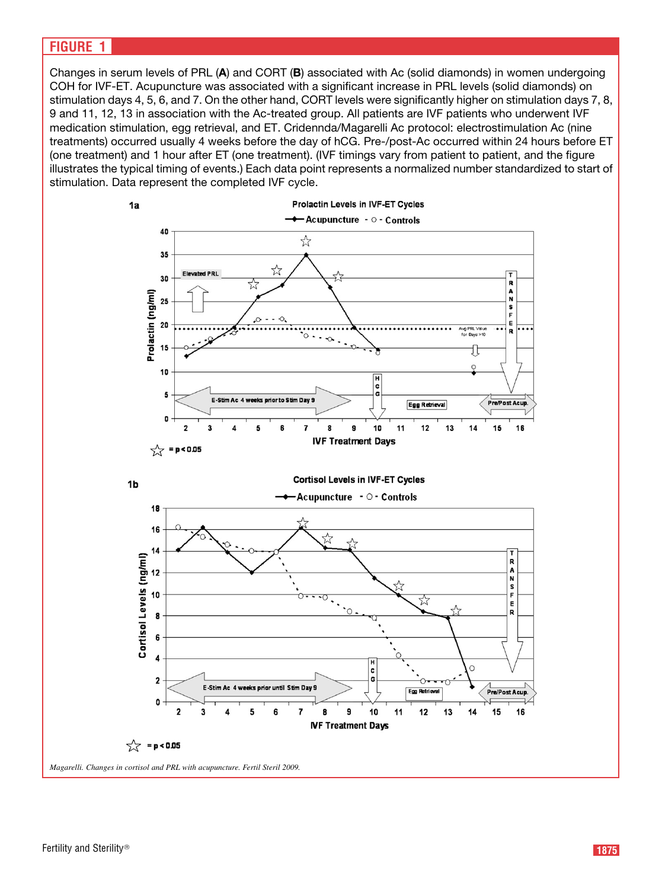## FIGURE 1

Changes in serum levels of PRL (**A**) and CORT (**B**) associated with Ac (solid diamonds) in women undergoing COH for IVF-ET. Acupuncture was associated with a significant increase in PRL levels (solid diamonds) on stimulation days 4, 5, 6, and 7. On the other hand, CORT levels were significantly higher on stimulation days 7, 8, 9 and 11, 12, 13 in association with the Ac-treated group. All patients are IVF patients who underwent IVF medication stimulation, egg retrieval, and ET. Cridennda/Magarelli Ac protocol: electrostimulation Ac (nine treatments) occurred usually 4 weeks before the day of hCG. Pre-/post-Ac occurred within 24 hours before ET (one treatment) and 1 hour after ET (one treatment). (IVF timings vary from patient to patient, and the figure illustrates the typical timing of events.) Each data point represents a normalized number standardized to start of stimulation. Data represent the completed IVF cycle.

*Magarelli. Changes in cortisol and PRL with acupuncture. Fertil Steril 2009.*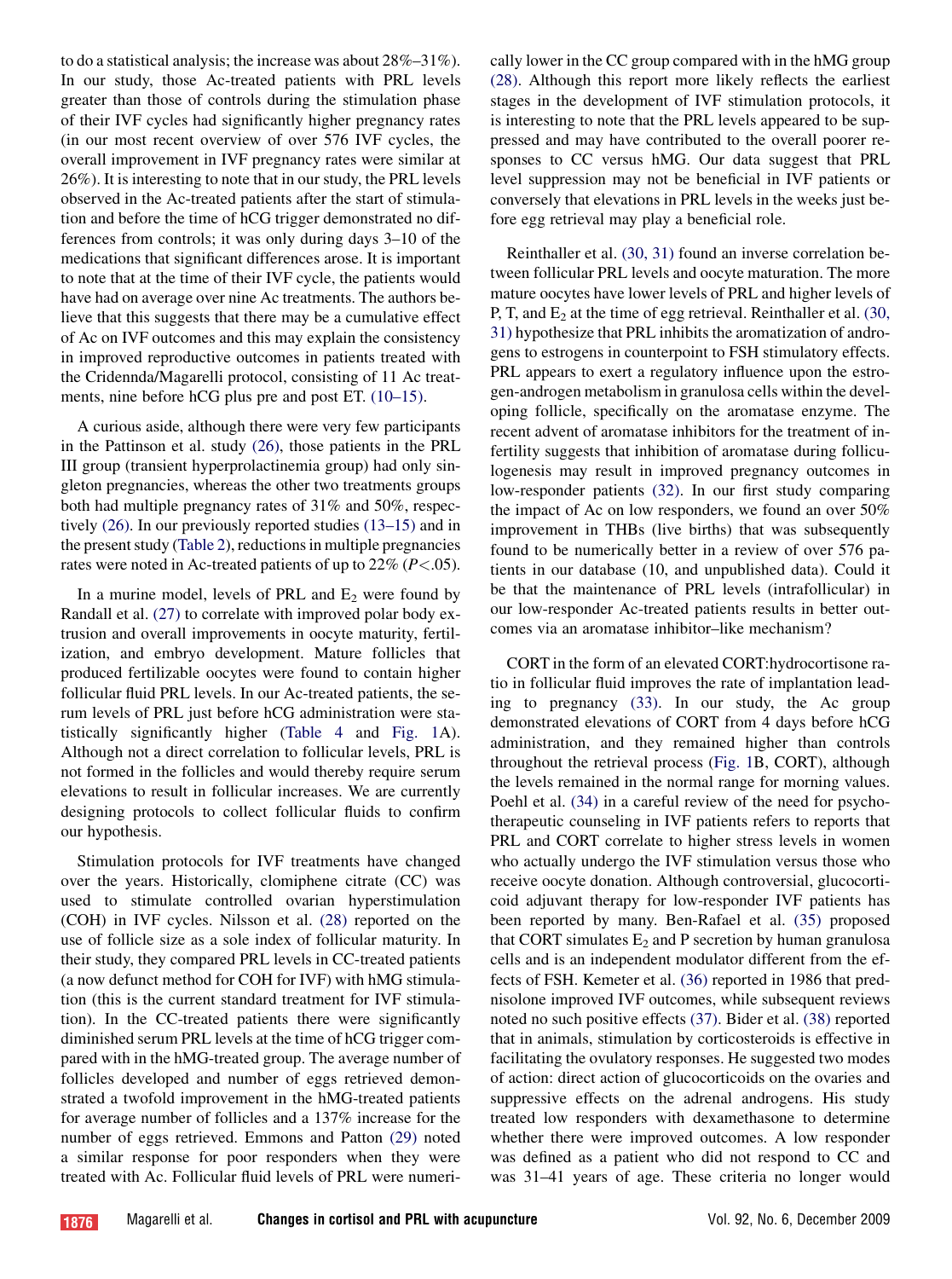to do a statistical analysis; the increase was about 28%–31%). In our study, those Ac-treated patients with PRL levels greater than those of controls during the stimulation phase of their IVF cycles had significantly higher pregnancy rates (in our most recent overview of over 576 IVF cycles, the overall improvement in IVF pregnancy rates were similar at 26%). It is interesting to note that in our study, the PRL levels observed in the Ac-treated patients after the start of stimulation and before the time of hCG trigger demonstrated no differences from controls; it was only during days 3–10 of the medications that significant differences arose. It is important to note that at the time of their IVF cycle, the patients would have had on average over nine Ac treatments. The authors believe that this suggests that there may be a cumulative effect of Ac on IVF outcomes and this may explain the consistency in improved reproductive outcomes in patients treated with the Cridennda/Magarelli protocol, consisting of 11 Ac treatments, nine before hCG plus pre and post ET. (10–15).

A curious aside, although there were very few participants in the Pattinson et al. study (26), those patients in the PRL III group (transient hyperprolactinemia group) had only singleton pregnancies, whereas the other two treatments groups both had multiple pregnancy rates of 31% and 50%, respectively (26). In our previously reported studies (13–15) and in the present study (Table 2), reductions in multiple pregnancies rates were noted in Ac-treated patients of up to 22% ($P<.05$).

In a murine model, levels of PRL and $E_2$ were found by Randall et al. (27) to correlate with improved polar body extrusion and overall improvements in oocyte maturity, fertilization, and embryo development. Mature follicles that produced fertilizable oocytes were found to contain higher follicular fluid PRL levels. In our Ac-treated patients, the serum levels of PRL just before hCG administration were statistically significantly higher (Table 4 and Fig. 1A). Although not a direct correlation to follicular levels, PRL is not formed in the follicles and would thereby require serum elevations to result in follicular increases. We are currently designing protocols to collect follicular fluids to confirm our hypothesis.

Stimulation protocols for IVF treatments have changed over the years. Historically, clomiphene citrate (CC) was used to stimulate controlled ovarian hyperstimulation (COH) in IVF cycles. Nilsson et al. (28) reported on the use of follicle size as a sole index of follicular maturity. In their study, they compared PRL levels in CC-treated patients (a now defunct method for COH for IVF) with hMG stimulation (this is the current standard treatment for IVF stimulation). In the CC-treated patients there were significantly diminished serum PRL levels at the time of hCG trigger compared with in the hMG-treated group. The average number of follicles developed and number of eggs retrieved demonstrated a twofold improvement in the hMG-treated patients for average number of follicles and a 137% increase for the number of eggs retrieved. Emmons and Patton (29) noted a similar response for poor responders when they were treated with Ac. Follicular fluid levels of PRL were numerically lower in the CC group compared with in the hMG group (28). Although this report more likely reflects the earliest stages in the development of IVF stimulation protocols, it is interesting to note that the PRL levels appeared to be suppressed and may have contributed to the overall poorer responses to CC versus hMG. Our data suggest that PRL level suppression may not be beneficial in IVF patients or conversely that elevations in PRL levels in the weeks just before egg retrieval may play a beneficial role.

Reinthaller et al. (30, 31) found an inverse correlation between follicular PRL levels and oocyte maturation. The more mature oocytes have lower levels of PRL and higher levels of P, T, and $E_2$ at the time of egg retrieval. Reinthaller et al. (30, 31) hypothesize that PRL inhibits the aromatization of androgens to estrogens in counterpoint to FSH stimulatory effects. PRL appears to exert a regulatory influence upon the estrogen-androgen metabolism in granulosa cells within the developing follicle, specifically on the aromatase enzyme. The recent advent of aromatase inhibitors for the treatment of infertility suggests that inhibition of aromatase during folliculogenesis may result in improved pregnancy outcomes in low-responder patients (32). In our first study comparing the impact of Ac on low responders, we found an over 50% improvement in THBs (live births) that was subsequently found to be numerically better in a review of over 576 patients in our database (10, and unpublished data). Could it be that the maintenance of PRL levels (intrafollicular) in our low-responder Ac-treated patients results in better outcomes via an aromatase inhibitor–like mechanism?

CORT in the form of an elevated CORT:hydrocortisone ratio in follicular fluid improves the rate of implantation leading to pregnancy (33). In our study, the Ac group demonstrated elevations of CORT from 4 days before hCG administration, and they remained higher than controls throughout the retrieval process (Fig. 1B, CORT), although the levels remained in the normal range for morning values. Poehl et al. (34) in a careful review of the need for psychotherapeutic counseling in IVF patients refers to reports that PRL and CORT correlate to higher stress levels in women who actually undergo the IVF stimulation versus those who receive oocyte donation. Although controversial, glucocorticoid adjuvant therapy for low-responder IVF patients has been reported by many. Ben-Rafael et al. (35) proposed that CORT simulates $E_2$ and P secretion by human granulosa cells and is an independent modulator different from the effects of FSH. Kemeter et al. (36) reported in 1986 that prednisolone improved IVF outcomes, while subsequent reviews noted no such positive effects (37). Bider et al. (38) reported that in animals, stimulation by corticosteroids is effective in facilitating the ovulatory responses. He suggested two modes of action: direct action of glucocorticoids on the ovaries and suppressive effects on the adrenal androgens. His study treated low responders with dexamethasone to determine whether there were improved outcomes. A low responder was defined as a patient who did not respond to CC and was 31–41 years of age. These criteria no longer would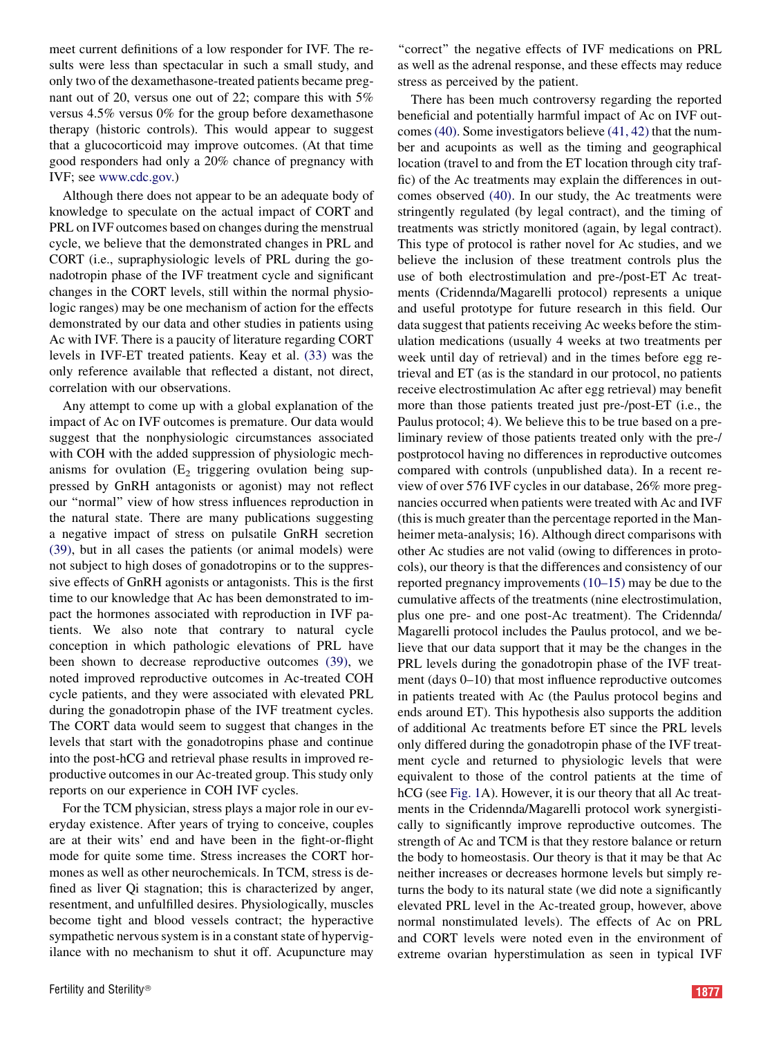meet current definitions of a low responder for IVF. The results were less than spectacular in such a small study, and only two of the dexamethasone-treated patients became pregnant out of 20, versus one out of 22; compare this with 5% versus 4.5% versus 0% for the group before dexamethasone therapy (historic controls). This would appear to suggest that a glucocorticoid may improve outcomes. (At that time good responders had only a 20% chance of pregnancy with IVF; see www.cdc.gov.)

Although there does not appear to be an adequate body of knowledge to speculate on the actual impact of CORT and PRL on IVF outcomes based on changes during the menstrual cycle, we believe that the demonstrated changes in PRL and CORT (i.e., supraphysiologic levels of PRL during the gonadotropin phase of the IVF treatment cycle and significant changes in the CORT levels, still within the normal physiologic ranges) may be one mechanism of action for the effects demonstrated by our data and other studies in patients using Ac with IVF. There is a paucity of literature regarding CORT levels in IVF-ET treated patients. Keay et al. (33) was the only reference available that reflected a distant, not direct, correlation with our observations.

Any attempt to come up with a global explanation of the impact of Ac on IVF outcomes is premature. Our data would suggest that the nonphysiologic circumstances associated with COH with the added suppression of physiologic mechanisms for ovulation ($E_2$ triggering ovulation being suppressed by GnRH antagonists or agonist) may not reflect our "normal" view of how stress influences reproduction in the natural state. There are many publications suggesting a negative impact of stress on pulsatile GnRH secretion (39), but in all cases the patients (or animal models) were not subject to high doses of gonadotropins or to the suppressive effects of GnRH agonists or antagonists. This is the first time to our knowledge that Ac has been demonstrated to impact the hormones associated with reproduction in IVF patients. We also note that contrary to natural cycle conception in which pathologic elevations of PRL have been shown to decrease reproductive outcomes (39), we noted improved reproductive outcomes in Ac-treated COH cycle patients, and they were associated with elevated PRL during the gonadotropin phase of the IVF treatment cycles. The CORT data would seem to suggest that changes in the levels that start with the gonadotropins phase and continue into the post-hCG and retrieval phase results in improved reproductive outcomes in our Ac-treated group. This study only reports on our experience in COH IVF cycles.

For the TCM physician, stress plays a major role in our everyday existence. After years of trying to conceive, couples are at their wits' end and have been in the fight-or-flight mode for quite some time. Stress increases the CORT hormones as well as other neurochemicals. In TCM, stress is defined as liver Qi stagnation; this is characterized by anger, resentment, and unfulfilled desires. Physiologically, muscles become tight and blood vessels contract; the hyperactive sympathetic nervous system is in a constant state of hypervigilance with no mechanism to shut it off. Acupuncture may "correct" the negative effects of IVF medications on PRL as well as the adrenal response, and these effects may reduce stress as perceived by the patient.

There has been much controversy regarding the reported beneficial and potentially harmful impact of Ac on IVF outcomes (40). Some investigators believe (41, 42) that the number and acupoints as well as the timing and geographical location (travel to and from the ET location through city traffic) of the Ac treatments may explain the differences in outcomes observed (40). In our study, the Ac treatments were stringently regulated (by legal contract), and the timing of treatments was strictly monitored (again, by legal contract). This type of protocol is rather novel for Ac studies, and we believe the inclusion of these treatment controls plus the use of both electrostimulation and pre-/post-ET Ac treatments (Cridennda/Magarelli protocol) represents a unique and useful prototype for future research in this field. Our data suggest that patients receiving Ac weeks before the stimulation medications (usually 4 weeks at two treatments per week until day of retrieval) and in the times before egg retrieval and ET (as is the standard in our protocol, no patients receive electrostimulation Ac after egg retrieval) may benefit more than those patients treated just pre-/post-ET (i.e., the Paulus protocol; 4). We believe this to be true based on a preliminary review of those patients treated only with the pre-/postprotocol having no differences in reproductive outcomes compared with controls (unpublished data). In a recent review of over 576 IVF cycles in our database, 26% more pregnancies occurred when patients were treated with Ac and IVF (this is much greater than the percentage reported in the Manheimer meta-analysis; 16). Although direct comparisons with other Ac studies are not valid (owing to differences in protocols), our theory is that the differences and consistency of our reported pregnancy improvements (10–15) may be due to the cumulative affects of the treatments (nine electrostimulation, plus one pre- and one post-Ac treatment). The Cridennda/Magarelli protocol includes the Paulus protocol, and we believe that our data support that it may be the changes in the PRL levels during the gonadotropin phase of the IVF treatment (days 0–10) that most influence reproductive outcomes in patients treated with Ac (the Paulus protocol begins and ends around ET). This hypothesis also supports the addition of additional Ac treatments before ET since the PRL levels only differed during the gonadotropin phase of the IVF treatment cycle and returned to physiologic levels that were equivalent to those of the control patients at the time of hCG (see Fig. 1A). However, it is our theory that all Ac treatments in the Cridennda/Magarelli protocol work synergistically to significantly improve reproductive outcomes. The strength of Ac and TCM is that they restore balance or return the body to homeostasis. Our theory is that it may be that Ac neither increases or decreases hormone levels but simply returns the body to its natural state (we did note a significantly elevated PRL level in the Ac-treated group, however, above normal nonstimulated levels). The effects of Ac on PRL and CORT levels were noted even in the environment of extreme ovarian hyperstimulation as seen in typical IVF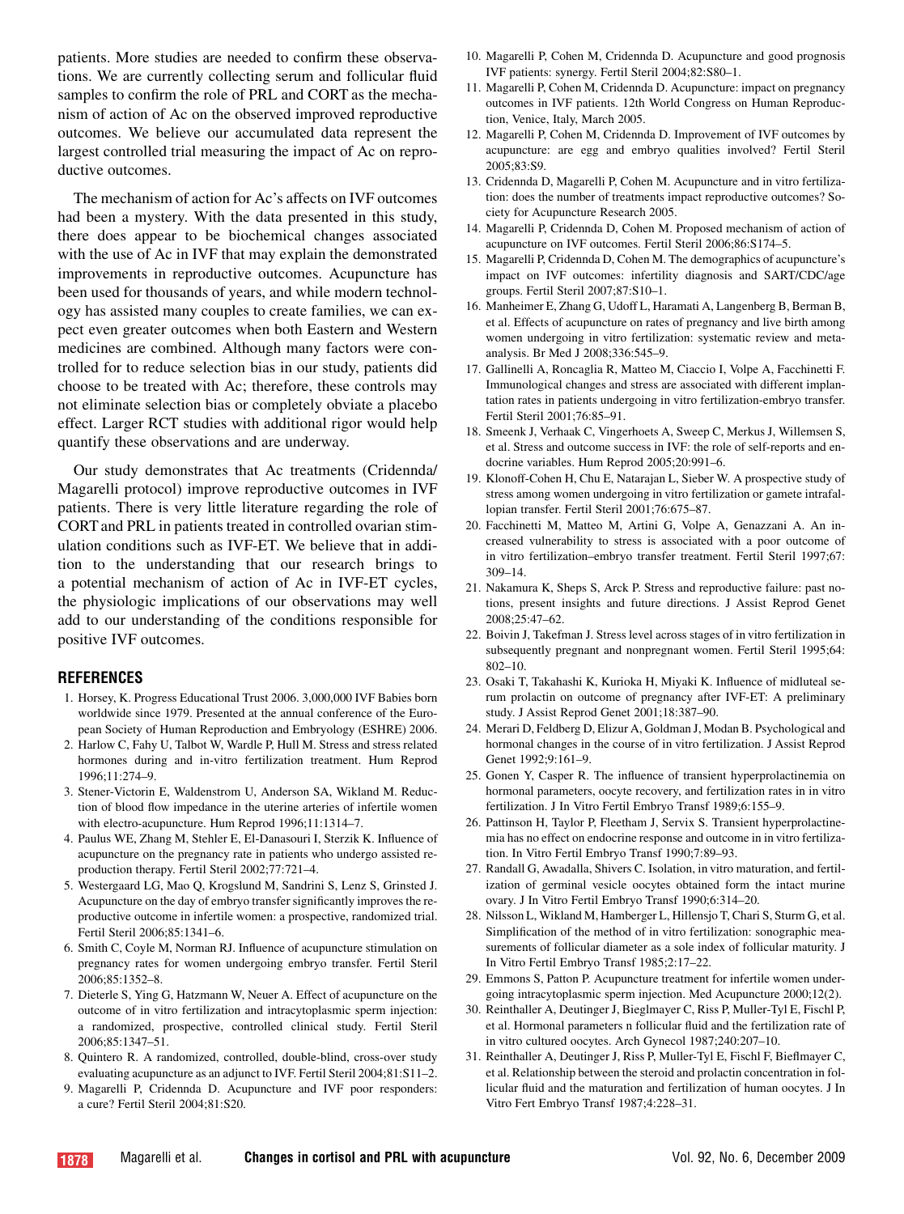patients. More studies are needed to confirm these observations. We are currently collecting serum and follicular fluid samples to confirm the role of PRL and CORT as the mechanism of action of Ac on the observed improved reproductive outcomes. We believe our accumulated data represent the largest controlled trial measuring the impact of Ac on reproductive outcomes.

The mechanism of action for Ac's affects on IVF outcomes had been a mystery. With the data presented in this study, there does appear to be biochemical changes associated with the use of Ac in IVF that may explain the demonstrated improvements in reproductive outcomes. Acupuncture has been used for thousands of years, and while modern technology has assisted many couples to create families, we can expect even greater outcomes when both Eastern and Western medicines are combined. Although many factors were controlled for to reduce selection bias in our study, patients did choose to be treated with Ac; therefore, these controls may not eliminate selection bias or completely obviate a placebo effect. Larger RCT studies with additional rigor would help quantify these observations and are underway.

Our study demonstrates that Ac treatments (Cridennda/Magarelli protocol) improve reproductive outcomes in IVF patients. There is very little literature regarding the role of CORT and PRL in patients treated in controlled ovarian stimulation conditions such as IVF-ET. We believe that in addition to the understanding that our research brings to a potential mechanism of action of Ac in IVF-ET cycles, the physiologic implications of our observations may well add to our understanding of the conditions responsible for positive IVF outcomes.

## REFERENCES

1. Horsey, K. Progress Educational Trust 2006. 3,000,000 IVF Babies born worldwide since 1979. Presented at the annual conference of the European Society of Human Reproduction and Embryology (ESHRE) 2006.
2. Harlow C, Fahy U, Talbot W, Wardle P, Hull M. Stress and stress related hormones during and in-vitro fertilization treatment. Hum Reprod 1996;11:274–9.
3. Stener-Victorin E, Waldenstrom U, Anderson SA, Wikland M. Reduction of blood flow impedance in the uterine arteries of infertile women with electro-acupuncture. Hum Reprod 1996;11:1314–7.
4. Paulus WE, Zhang M, Stehler E, El-Danasouri I, Sterzik K. Influence of acupuncture on the pregnancy rate in patients who undergo assisted reproduction therapy. Fertil Steril 2002;77:721–4.
5. Westergaard LG, Mao Q, Krogslund M, Sandrini S, Lenz S, Grinsted J. Acupuncture on the day of embryo transfer significantly improves the reproductive outcome in infertile women: a prospective, randomized trial. Fertil Steril 2006;85:1341–6.
6. Smith C, Coyle M, Norman RJ. Influence of acupuncture stimulation on pregnancy rates for women undergoing embryo transfer. Fertil Steril 2006;85:1352–8.
7. Dieterle S, Ying G, Hatzmann W, Neuer A. Effect of acupuncture on the outcome of in vitro fertilization and intracytoplasmic sperm injection: a randomized, prospective, controlled clinical study. Fertil Steril 2006;85:1347–51.
8. Quintero R. A randomized, controlled, double-blind, cross-over study evaluating acupuncture as an adjunct to IVF. Fertil Steril 2004;81:S11–2.
9. Magarelli P, Cridennda D. Acupuncture and IVF poor responders: a cure? Fertil Steril 2004;81:S20.
10. Magarelli P, Cohen M, Cridennda D. Acupuncture and good prognosis IVF patients: synergy. Fertil Steril 2004;82:S80–1.
11. Magarelli P, Cohen M, Cridennda D. Acupuncture: impact on pregnancy outcomes in IVF patients. 12th World Congress on Human Reproduction, Venice, Italy, March 2005.
12. Magarelli P, Cohen M, Cridennda D. Improvement of IVF outcomes by acupuncture: are egg and embryo qualities involved? Fertil Steril 2005;83:S9.
13. Cridennda D, Magarelli P, Cohen M. Acupuncture and in vitro fertilization: does the number of treatments impact reproductive outcomes? Society for Acupuncture Research 2005.
14. Magarelli P, Cridennda D, Cohen M. Proposed mechanism of action of acupuncture on IVF outcomes. Fertil Steril 2006;86:S174–5.
15. Magarelli P, Cridennda D, Cohen M. The demographics of acupuncture's impact on IVF outcomes: infertility diagnosis and SART/CDC/age groups. Fertil Steril 2007;87:S10–1.
16. Manheimer E, Zhang G, Udoff L, Haramati A, Langenberg B, Berman B, et al. Effects of acupuncture on rates of pregnancy and live birth among women undergoing in vitro fertilization: systematic review and meta-analysis. Br Med J 2008;336:545–9.
17. Gallinelli A, Roncaglia R, Matteo M, Ciaccio I, Volpe A, Facchinetti F. Immunological changes and stress are associated with different implantation rates in patients undergoing in vitro fertilization-embryo transfer. Fertil Steril 2001;76:85–91.
18. Smeenk J, Verhaak C, Vingerhoets A, Sweep C, Merkus J, Willemsen S, et al. Stress and outcome success in IVF: the role of self-reports and endocrine variables. Hum Reprod 2005;20:991–6.
19. Klonoff-Cohen H, Chu E, Natarajan L, Sieber W. A prospective study of stress among women undergoing in vitro fertilization or gamete intrafallopian transfer. Fertil Steril 2001;76:675–87.
20. Facchinetti M, Matteo M, Artini G, Volpe A, Genazzani A. An increased vulnerability to stress is associated with a poor outcome of in vitro fertilization–embryo transfer treatment. Fertil Steril 1997;67:309–14.
21. Nakamura K, Sheps S, Arck P. Stress and reproductive failure: past notions, present insights and future directions. J Assist Reprod Genet 2008;25:47–62.
22. Boivin J, Takefman J. Stress level across stages of in vitro fertilization in subsequently pregnant and nonpregnant women. Fertil Steril 1995;64:802–10.
23. Osaki T, Takahashi K, Kurioka H, Miyaki K. Influence of midluteal serum prolactin on outcome of pregnancy after IVF-ET: A preliminary study. J Assist Reprod Genet 2001;18:387–90.
24. Merari D, Feldberg D, Elizur A, Goldman J, Modan B. Psychological and hormonal changes in the course of in vitro fertilization. J Assist Reprod Genet 1992;9:161–9.
25. Gonen Y, Casper R. The influence of transient hyperprolactinemia on hormonal parameters, oocyte recovery, and fertilization rates in in vitro fertilization. J In Vitro Fertil Embryo Transf 1989;6:155–9.
26. Pattinson H, Taylor P, Fleetham J, Servix S. Transient hyperprolactinemia has no effect on endocrine response and outcome in in vitro fertilization. In Vitro Fertil Embryo Transf 1990;7:89–93.
27. Randall G, Awadalla, Shivers C. Isolation, in vitro maturation, and fertilization of germinal vesicle oocytes obtained form the intact murine ovary. J In Vitro Fertil Embryo Transf 1990;6:314–20.
28. Nilsson L, Wiklund M, Hamberger L, Hillensjo T, Chari S, Sturm G, et al. Simplification of the method of in vitro fertilization: sonographic measurements of follicular diameter as a sole index of follicular maturity. J In Vitro Fertil Embryo Transf 1985;2:17–22.
29. Emmons S, Patton P. Acupuncture treatment for infertile women undergoing intracytoplasmic sperm injection. Med Acupuncture 2000;12(2).
30. Reinthaller A, Deutinger J, Bieglmayer C, Riss P, Muller-Tyl E, Fischl P, et al. Hormonal parameters n follicular fluid and the fertilization rate of in vitro cultured oocytes. Arch Gynecol 1987;240:207–10.
31. Reinthaller A, Deutinger J, Riss P, Muller-Tyl E, Fischl F, Bieflmayer C, et al. Relationship between the steroid and prolactin concentration in follicular fluid and the maturation and fertilization of human oocytes. J In Vitro Fert Embryo Transf 1987;4:228–31.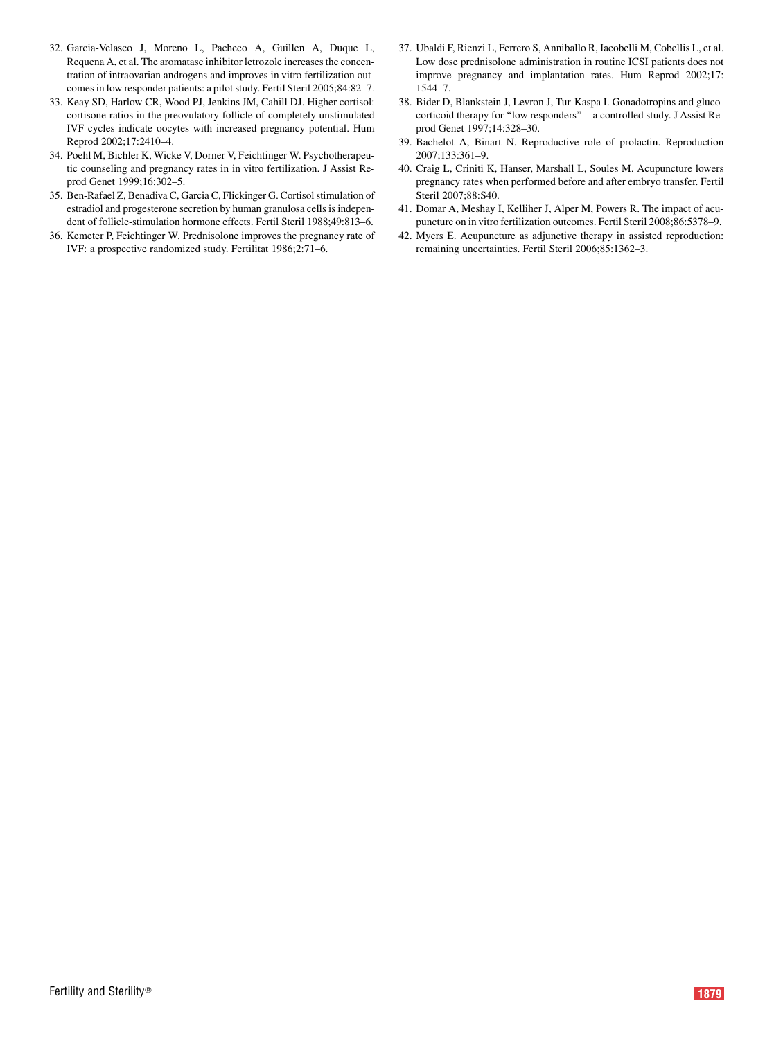32. Garcia-Velasco J, Moreno L, Pacheco A, Guillen A, Duque L, Requena A, et al. The aromatase inhibitor letrozole increases the concentration of intraovarian androgens and improves in vitro fertilization outcomes in low responder patients: a pilot study. Fertil Steril 2005;84:82–7.
33. Keay SD, Harlow CR, Wood PJ, Jenkins JM, Cahill DJ. Higher cortisol: cortisone ratios in the preovulatory follicle of completely unstimulated IVF cycles indicate oocytes with increased pregnancy potential. Hum Reprod 2002;17:2410–4.
34. Poehl M, Bichler K, Wicke V, Dorner V, Feichtinger W. Psychotherapeutic counseling and pregnancy rates in in vitro fertilization. J Assist Reprod Genet 1999;16:302–5.
35. Ben-Rafael Z, Benadiva C, Garcia C, Flickinger G. Cortisol stimulation of estradiol and progesterone secretion by human granulosa cells is independent of follicle-stimulation hormone effects. Fertil Steril 1988;49:813–6.
36. Kemeter P, Feichtinger W. Prednisolone improves the pregnancy rate of IVF: a prospective randomized study. Fertilitat 1986;2:71–6.
37. Ubaldi F, Rienzi L, Ferrero S, Anniballo R, Iacobelli M, Cobellis L, et al. Low dose prednisolone administration in routine ICSI patients does not improve pregnancy and implantation rates. Hum Reprod 2002;17:1544–7.
38. Bider D, Blankstein J, Levron J, Tur-Kaspa I. Gonadotropins and glucocorticoid therapy for "low responders"—a controlled study. J Assist Reprod Genet 1997;14:328–30.
39. Bachelot A, Binart N. Reproductive role of prolactin. Reproduction 2007;133:361–9.
40. Craig L, Criniti K, Hanser, Marshall L, Soules M. Acupuncture lowers pregnancy rates when performed before and after embryo transfer. Fertil Steril 2007;88:S40.
41. Domar A, Meshay I, Kelliher J, Alper M, Powers R. The impact of acupuncture on in vitro fertilization outcomes. Fertil Steril 2008;86:5378–9.
42. Myers E. Acupuncture as adjunctive therapy in assisted reproduction: remaining uncertainties. Fertil Steril 2006;85:1362–3.